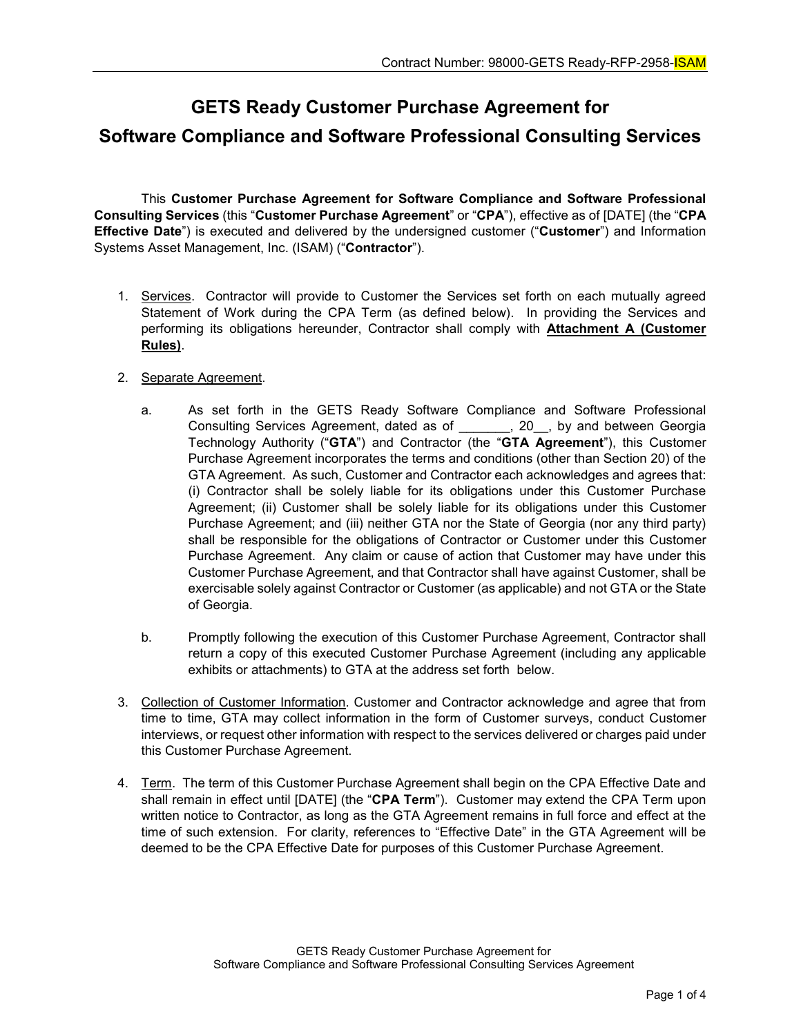Contract Number: 98000-GETS Ready-RFP-2958-ISAM

# GETS Ready Customer Purchase Agreement for Software Compliance and Software Professional Consulting Services

This **Customer Purchase Agreement for Software Compliance and Software Professional Consulting Services** (this "**Customer Purchase Agreement**" or "**CPA**"), effective as of [DATE] (the "**CPA Effective Date**") is executed and delivered by the undersigned customer ("**Customer**") and Information Systems Asset Management, Inc. (ISAM) ("**Contractor**").

1. Services. Contractor will provide to Customer the Services set forth on each mutually agreed Statement of Work during the CPA Term (as defined below). In providing the Services and performing its obligations hereunder, Contractor shall comply with **Attachment A (Customer Rules)**.

2. Separate Agreement.

   a. As set forth in the GETS Ready Software Compliance and Software Professional Consulting Services Agreement, dated as of _______, 20__, by and between Georgia Technology Authority ("**GTA**") and Contractor (the "**GTA Agreement**"), this Customer Purchase Agreement incorporates the terms and conditions (other than Section 20) of the GTA Agreement. As such, Customer and Contractor each acknowledges and agrees that: (i) Contractor shall be solely liable for its obligations under this Customer Purchase Agreement; (ii) Customer shall be solely liable for its obligations under this Customer Purchase Agreement; and (iii) neither GTA nor the State of Georgia (nor any third party) shall be responsible for the obligations of Contractor or Customer under this Customer Purchase Agreement. Any claim or cause of action that Customer may have under this Customer Purchase Agreement, and that Contractor shall have against Customer, shall be exercisable solely against Contractor or Customer (as applicable) and not GTA or the State of Georgia.

   b. Promptly following the execution of this Customer Purchase Agreement, Contractor shall return a copy of this executed Customer Purchase Agreement (including any applicable exhibits or attachments) to GTA at the address set forth below.

3. Collection of Customer Information. Customer and Contractor acknowledge and agree that from time to time, GTA may collect information in the form of Customer surveys, conduct Customer interviews, or request other information with respect to the services delivered or charges paid under this Customer Purchase Agreement.

4. Term. The term of this Customer Purchase Agreement shall begin on the CPA Effective Date and shall remain in effect until [DATE] (the "**CPA Term**"). Customer may extend the CPA Term upon written notice to Contractor, as long as the GTA Agreement remains in full force and effect at the time of such extension. For clarity, references to "Effective Date" in the GTA Agreement will be deemed to be the CPA Effective Date for purposes of this Customer Purchase Agreement.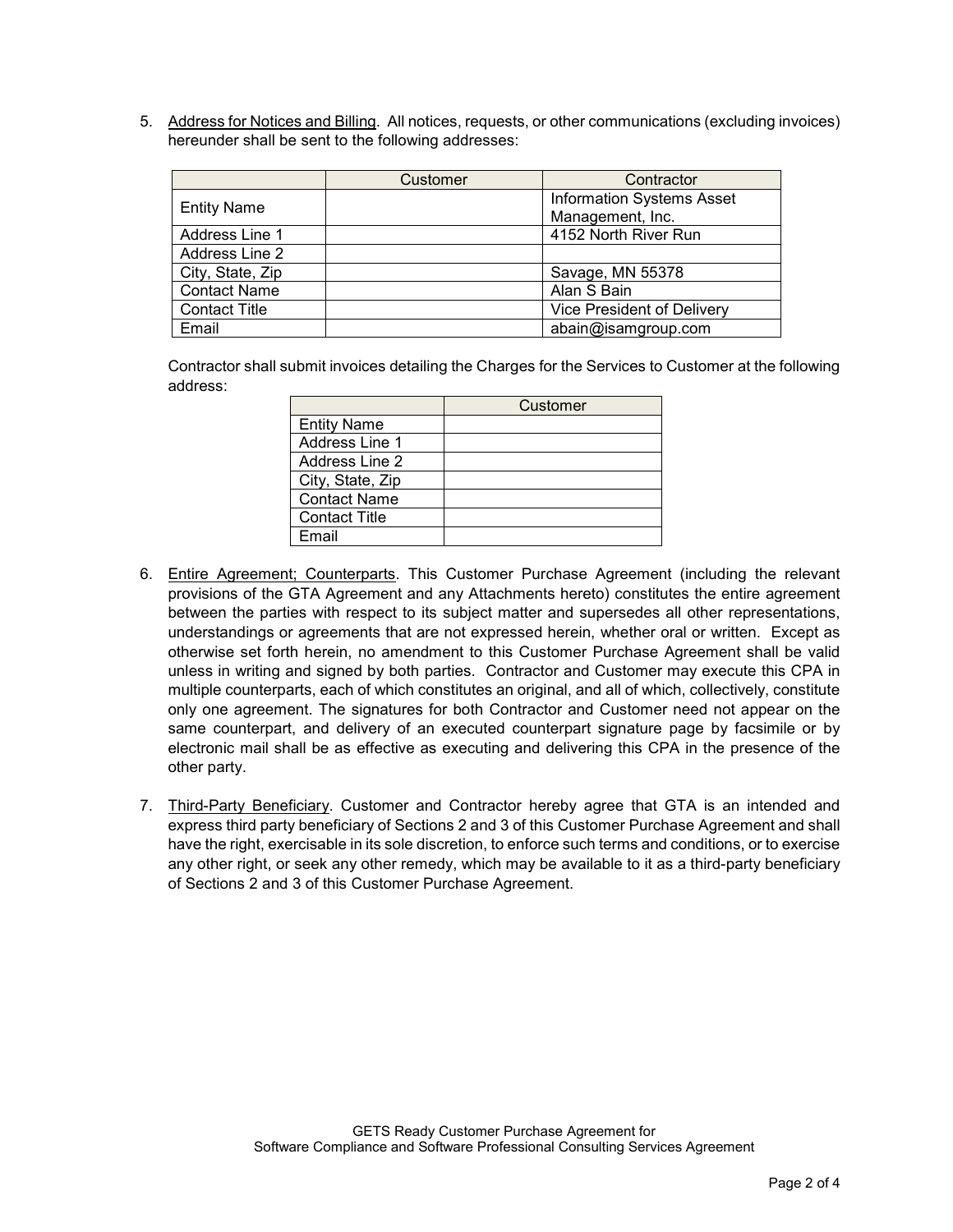5. <u>Address for Notices and Billing</u>. All notices, requests, or other communications (excluding invoices) hereunder shall be sent to the following addresses:

| | Customer | Contractor |
|---|---|---|
| Entity Name | | Information Systems Asset Management, Inc. |
| Address Line 1 | | 4152 North River Run |
| Address Line 2 | | |
| City, State, Zip | | Savage, MN 55378 |
| Contact Name | | Alan S Bain |
| Contact Title | | Vice President of Delivery |
| Email | | abain@isamgroup.com |

Contractor shall submit invoices detailing the Charges for the Services to Customer at the following address:

| | Customer |
|---|---|
| Entity Name | |
| Address Line 1 | |
| Address Line 2 | |
| City, State, Zip | |
| Contact Name | |
| Contact Title | |
| Email | |

6. <u>Entire Agreement; Counterparts</u>. This Customer Purchase Agreement (including the relevant provisions of the GTA Agreement and any Attachments hereto) constitutes the entire agreement between the parties with respect to its subject matter and supersedes all other representations, understandings or agreements that are not expressed herein, whether oral or written. Except as otherwise set forth herein, no amendment to this Customer Purchase Agreement shall be valid unless in writing and signed by both parties. Contractor and Customer may execute this CPA in multiple counterparts, each of which constitutes an original, and all of which, collectively, constitute only one agreement. The signatures for both Contractor and Customer need not appear on the same counterpart, and delivery of an executed counterpart signature page by facsimile or by electronic mail shall be as effective as executing and delivering this CPA in the presence of the other party.

7. <u>Third-Party Beneficiary</u>. Customer and Contractor hereby agree that GTA is an intended and express third party beneficiary of Sections 2 and 3 of this Customer Purchase Agreement and shall have the right, exercisable in its sole discretion, to enforce such terms and conditions, or to exercise any other right, or seek any other remedy, which may be available to it as a third-party beneficiary of Sections 2 and 3 of this Customer Purchase Agreement.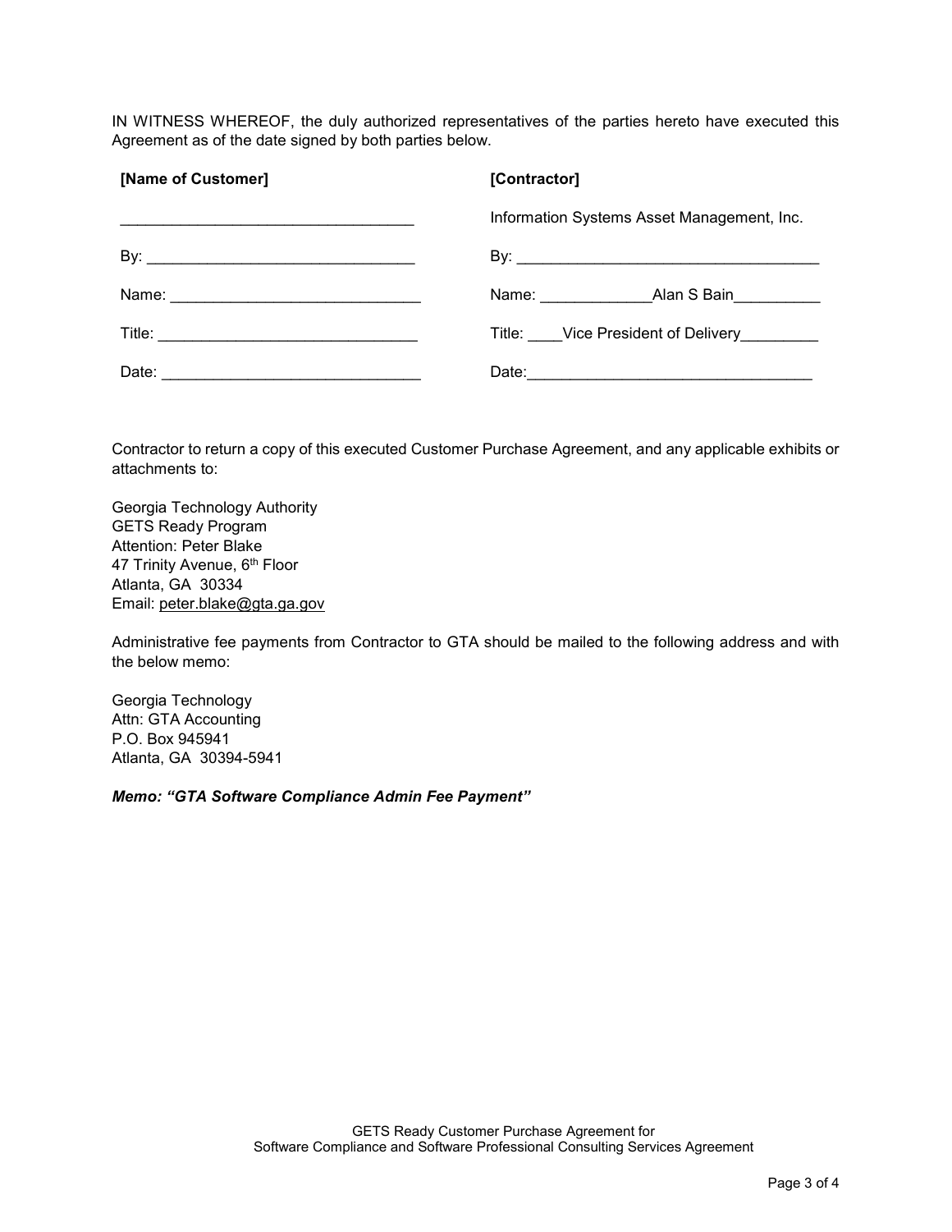IN WITNESS WHEREOF, the duly authorized representatives of the parties hereto have executed this Agreement as of the date signed by both parties below.

| **[Name of Customer]** | **[Contractor]** |
|---|---|
| __________________________________ | Information Systems Asset Management, Inc. |
| By: ______________________________ | By: ___________________________________ |
| Name: ____________________________ | Name: _____________Alan S Bain__________ |
| Title: _____________________________ | Title: ____Vice President of Delivery_________ |
| Date: _____________________________ | Date:_________________________________ |

Contractor to return a copy of this executed Customer Purchase Agreement, and any applicable exhibits or attachments to:

Georgia Technology Authority
GETS Ready Program
Attention: Peter Blake
47 Trinity Avenue, 6th Floor
Atlanta, GA 30334
Email: peter.blake@gta.ga.gov

Administrative fee payments from Contractor to GTA should be mailed to the following address and with the below memo:

Georgia Technology
Attn: GTA Accounting
P.O. Box 945941
Atlanta, GA 30394-5941

***Memo: "GTA Software Compliance Admin Fee Payment"***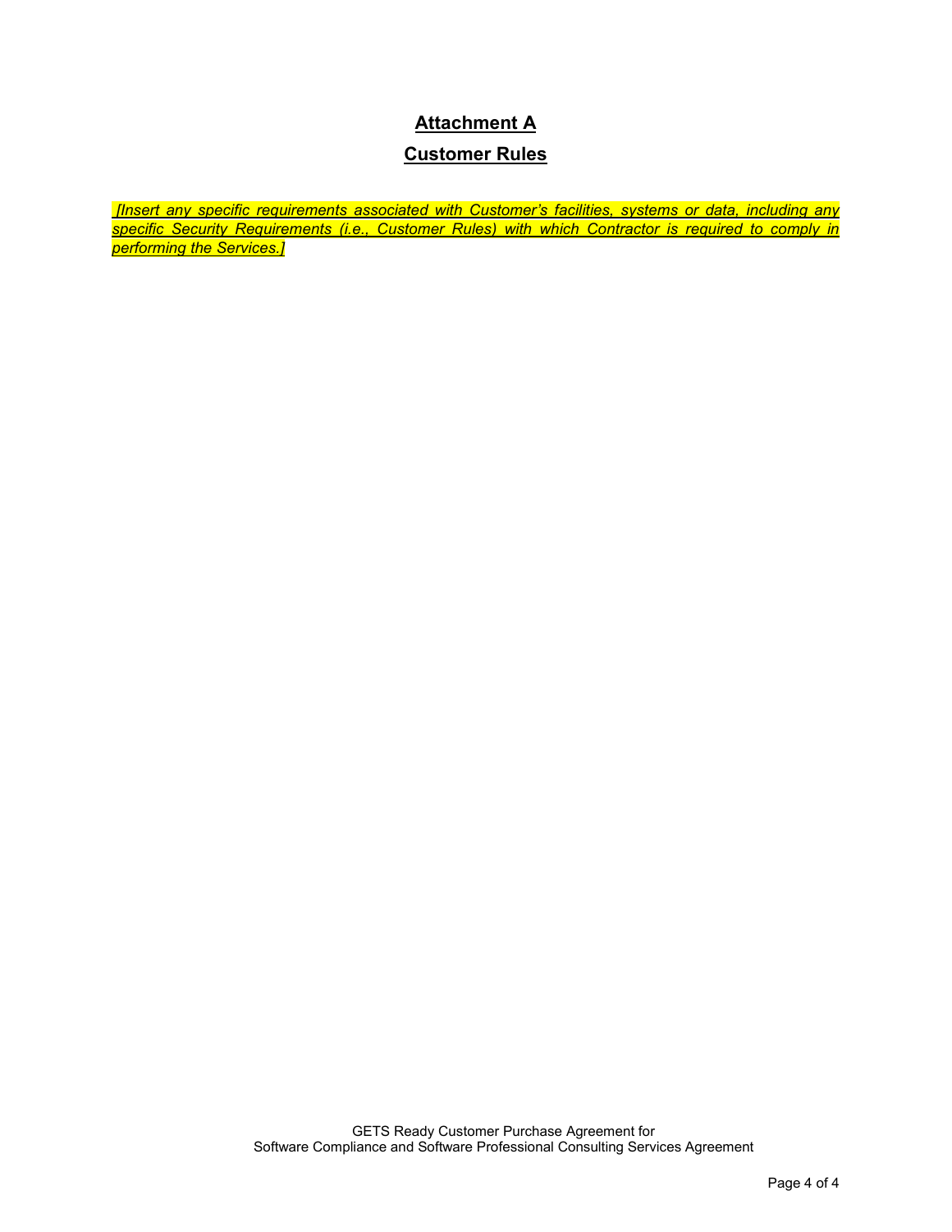# Attachment A

## Customer Rules

*[Insert any specific requirements associated with Customer's facilities, systems or data, including any specific Security Requirements (i.e., Customer Rules) with which Contractor is required to comply in performing the Services.]*